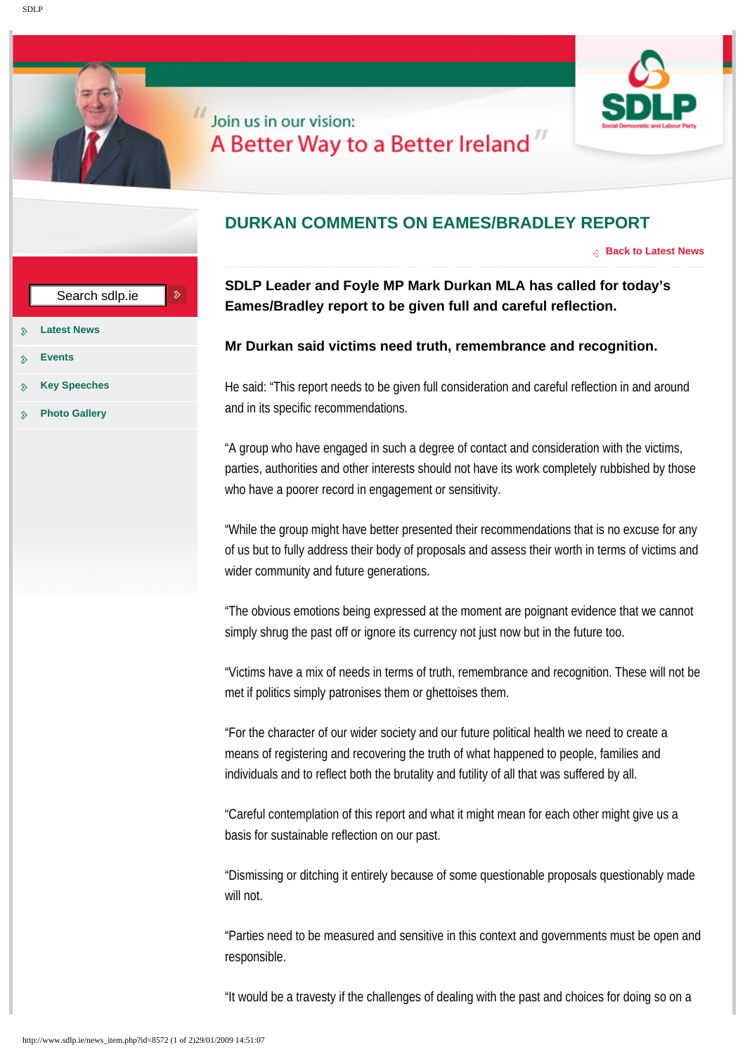Join us in our vision:
A Better Way to a Better Ireland

Search sdlp.ie

- Latest News
- Events
- Key Speeches
- Photo Gallery

# DURKAN COMMENTS ON EAMES/BRADLEY REPORT

Back to Latest News

**SDLP Leader and Foyle MP Mark Durkan MLA has called for today's Eames/Bradley report to be given full and careful reflection.**

**Mr Durkan said victims need truth, remembrance and recognition.**

He said: "This report needs to be given full consideration and careful reflection in and around and in its specific recommendations.

"A group who have engaged in such a degree of contact and consideration with the victims, parties, authorities and other interests should not have its work completely rubbished by those who have a poorer record in engagement or sensitivity.

"While the group might have better presented their recommendations that is no excuse for any of us but to fully address their body of proposals and assess their worth in terms of victims and wider community and future generations.

"The obvious emotions being expressed at the moment are poignant evidence that we cannot simply shrug the past off or ignore its currency not just now but in the future too.

"Victims have a mix of needs in terms of truth, remembrance and recognition. These will not be met if politics simply patronises them or ghettoises them.

"For the character of our wider society and our future political health we need to create a means of registering and recovering the truth of what happened to people, families and individuals and to reflect both the brutality and futility of all that was suffered by all.

"Careful contemplation of this report and what it might mean for each other might give us a basis for sustainable reflection on our past.

"Dismissing or ditching it entirely because of some questionable proposals questionably made will not.

"Parties need to be measured and sensitive in this context and governments must be open and responsible.

"It would be a travesty if the challenges of dealing with the past and choices for doing so on a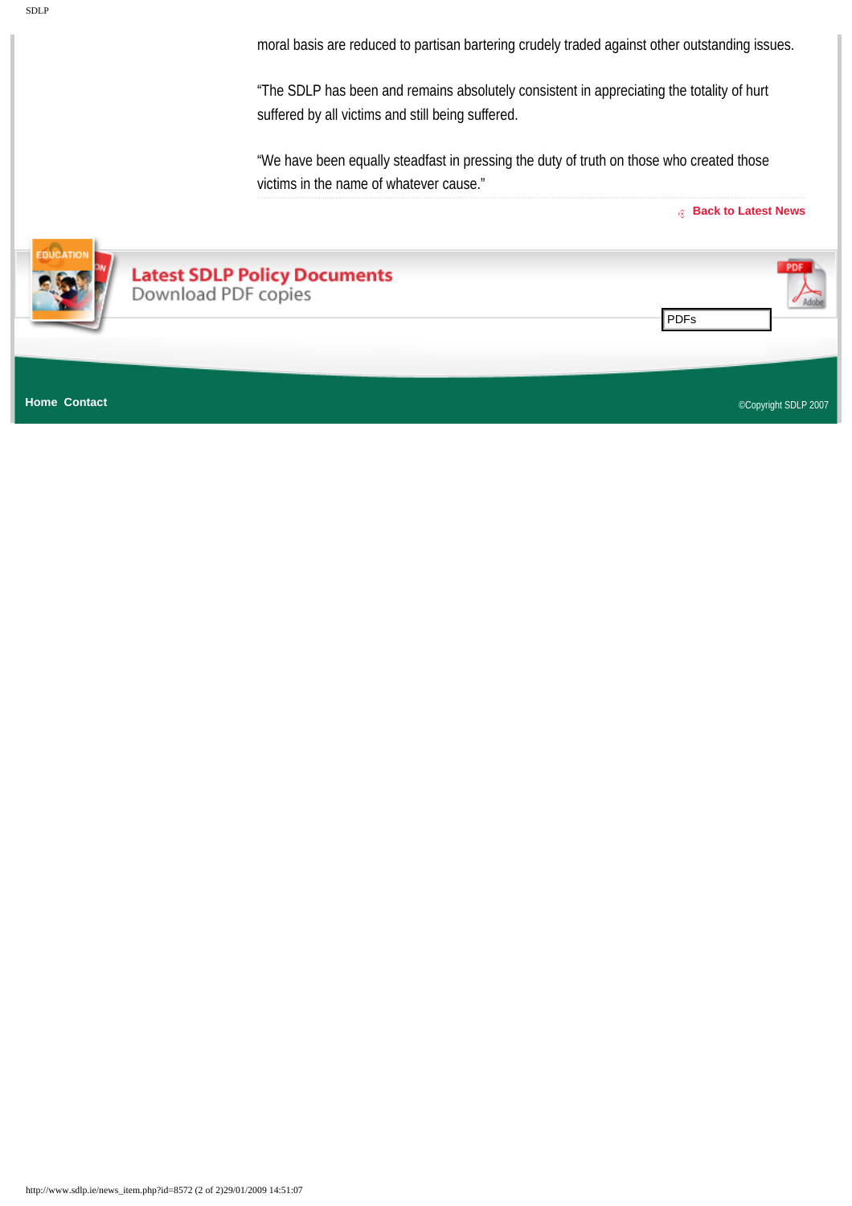moral basis are reduced to partisan bartering crudely traded against other outstanding issues.

“The SDLP has been and remains absolutely consistent in appreciating the totality of hurt suffered by all victims and still being suffered.

“We have been equally steadfast in pressing the duty of truth on those who created those victims in the name of whatever cause.”

**Back to Latest News**

**Latest SDLP Policy Documents**
Download PDF copies

PDFs

**Home** **Contact**

©Copyright SDLP 2007